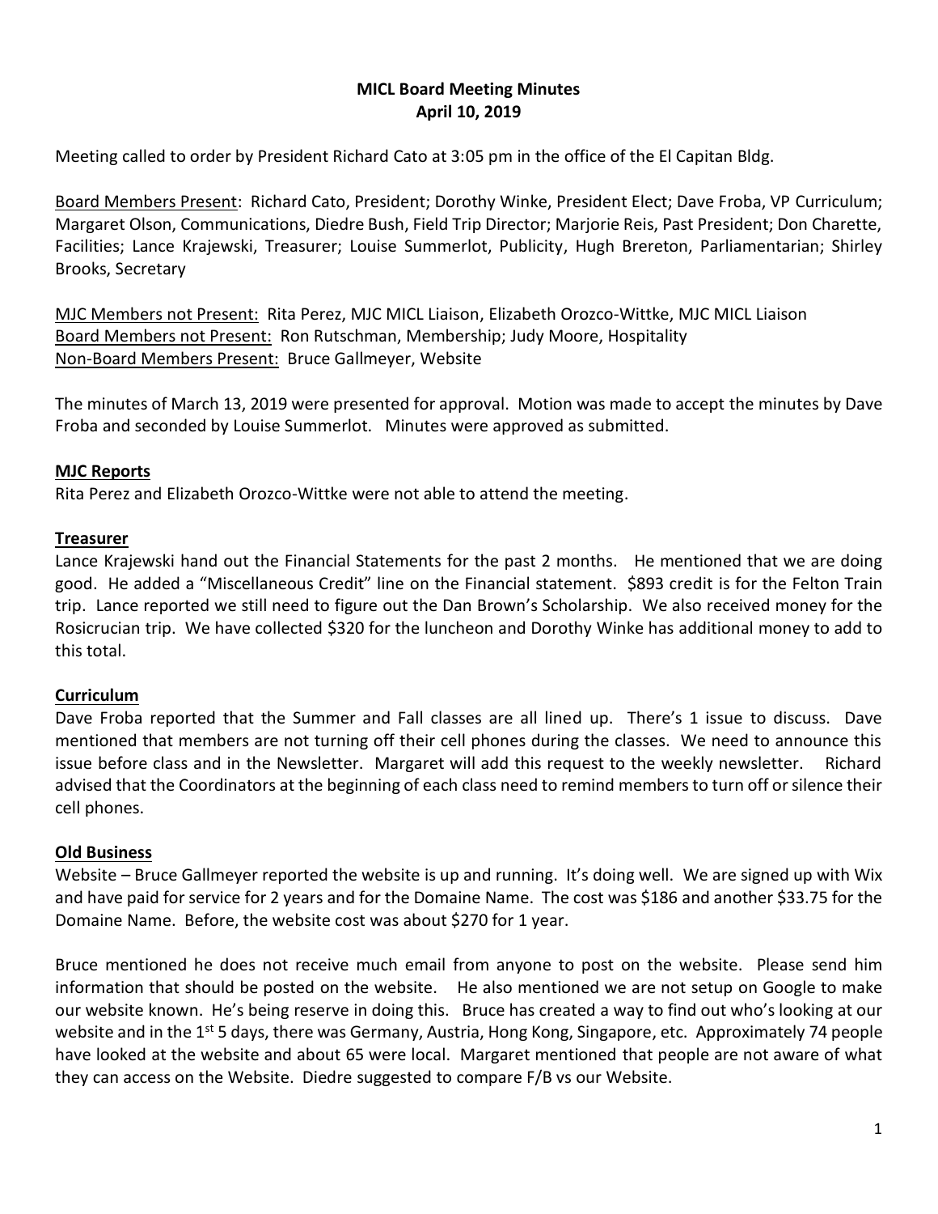# MICL Board Meeting Minutes
## April 10, 2019

Meeting called to order by President Richard Cato at 3:05 pm in the office of the El Capitan Bldg.

<u>Board Members Present</u>: Richard Cato, President; Dorothy Winke, President Elect; Dave Froba, VP Curriculum; Margaret Olson, Communications, Diedre Bush, Field Trip Director; Marjorie Reis, Past President; Don Charette, Facilities; Lance Krajewski, Treasurer; Louise Summerlot, Publicity, Hugh Brereton, Parliamentarian; Shirley Brooks, Secretary

<u>MJC Members not Present:</u> Rita Perez, MJC MICL Liaison, Elizabeth Orozco-Wittke, MJC MICL Liaison
<u>Board Members not Present:</u> Ron Rutschman, Membership; Judy Moore, Hospitality
<u>Non-Board Members Present:</u> Bruce Gallmeyer, Website

The minutes of March 13, 2019 were presented for approval. Motion was made to accept the minutes by Dave Froba and seconded by Louise Summerlot. Minutes were approved as submitted.

### MJC Reports

Rita Perez and Elizabeth Orozco-Wittke were not able to attend the meeting.

### Treasurer

Lance Krajewski hand out the Financial Statements for the past 2 months. He mentioned that we are doing good. He added a "Miscellaneous Credit" line on the Financial statement. $893 credit is for the Felton Train trip. Lance reported we still need to figure out the Dan Brown's Scholarship. We also received money for the Rosicrucian trip. We have collected $320 for the luncheon and Dorothy Winke has additional money to add to this total.

### Curriculum

Dave Froba reported that the Summer and Fall classes are all lined up. There's 1 issue to discuss. Dave mentioned that members are not turning off their cell phones during the classes. We need to announce this issue before class and in the Newsletter. Margaret will add this request to the weekly newsletter. Richard advised that the Coordinators at the beginning of each class need to remind members to turn off or silence their cell phones.

### Old Business

Website – Bruce Gallmeyer reported the website is up and running. It's doing well. We are signed up with Wix and have paid for service for 2 years and for the Domaine Name. The cost was $186 and another $33.75 for the Domaine Name. Before, the website cost was about $270 for 1 year.

Bruce mentioned he does not receive much email from anyone to post on the website. Please send him information that should be posted on the website. He also mentioned we are not setup on Google to make our website known. He's being reserve in doing this. Bruce has created a way to find out who's looking at our website and in the 1st 5 days, there was Germany, Austria, Hong Kong, Singapore, etc. Approximately 74 people have looked at the website and about 65 were local. Margaret mentioned that people are not aware of what they can access on the Website. Diedre suggested to compare F/B vs our Website.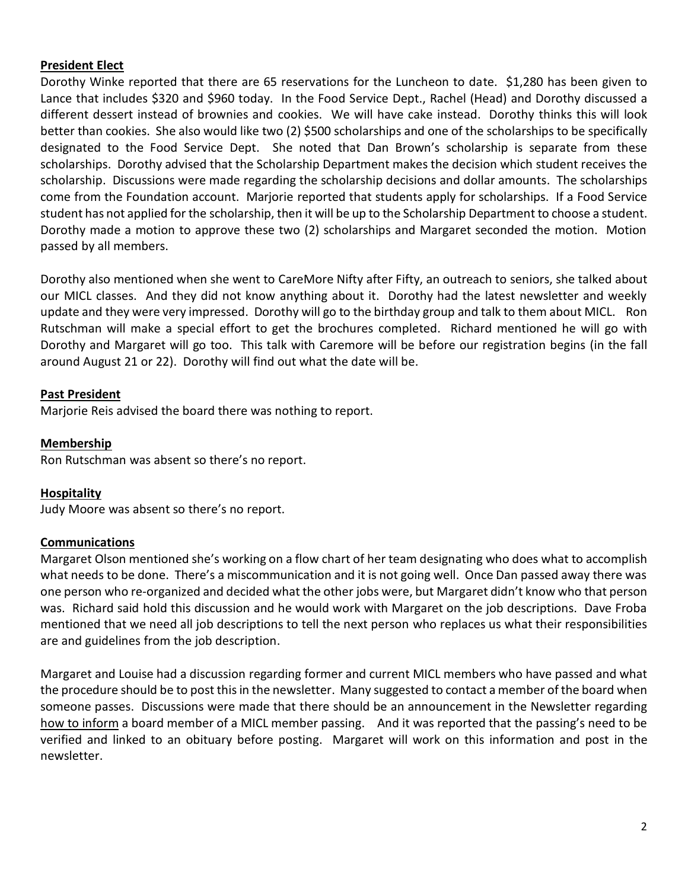**President Elect**

Dorothy Winke reported that there are 65 reservations for the Luncheon to date. $1,280 has been given to Lance that includes $320 and $960 today. In the Food Service Dept., Rachel (Head) and Dorothy discussed a different dessert instead of brownies and cookies. We will have cake instead. Dorothy thinks this will look better than cookies. She also would like two (2) $500 scholarships and one of the scholarships to be specifically designated to the Food Service Dept. She noted that Dan Brown's scholarship is separate from these scholarships. Dorothy advised that the Scholarship Department makes the decision which student receives the scholarship. Discussions were made regarding the scholarship decisions and dollar amounts. The scholarships come from the Foundation account. Marjorie reported that students apply for scholarships. If a Food Service student has not applied for the scholarship, then it will be up to the Scholarship Department to choose a student. Dorothy made a motion to approve these two (2) scholarships and Margaret seconded the motion. Motion passed by all members.

Dorothy also mentioned when she went to CareMore Nifty after Fifty, an outreach to seniors, she talked about our MICL classes. And they did not know anything about it. Dorothy had the latest newsletter and weekly update and they were very impressed. Dorothy will go to the birthday group and talk to them about MICL. Ron Rutschman will make a special effort to get the brochures completed. Richard mentioned he will go with Dorothy and Margaret will go too. This talk with Caremore will be before our registration begins (in the fall around August 21 or 22). Dorothy will find out what the date will be.

**Past President**

Marjorie Reis advised the board there was nothing to report.

**Membership**

Ron Rutschman was absent so there's no report.

**Hospitality**

Judy Moore was absent so there's no report.

**Communications**

Margaret Olson mentioned she's working on a flow chart of her team designating who does what to accomplish what needs to be done. There's a miscommunication and it is not going well. Once Dan passed away there was one person who re-organized and decided what the other jobs were, but Margaret didn't know who that person was. Richard said hold this discussion and he would work with Margaret on the job descriptions. Dave Froba mentioned that we need all job descriptions to tell the next person who replaces us what their responsibilities are and guidelines from the job description.

Margaret and Louise had a discussion regarding former and current MICL members who have passed and what the procedure should be to post this in the newsletter. Many suggested to contact a member of the board when someone passes. Discussions were made that there should be an announcement in the Newsletter regarding how to inform a board member of a MICL member passing. And it was reported that the passing's need to be verified and linked to an obituary before posting. Margaret will work on this information and post in the newsletter.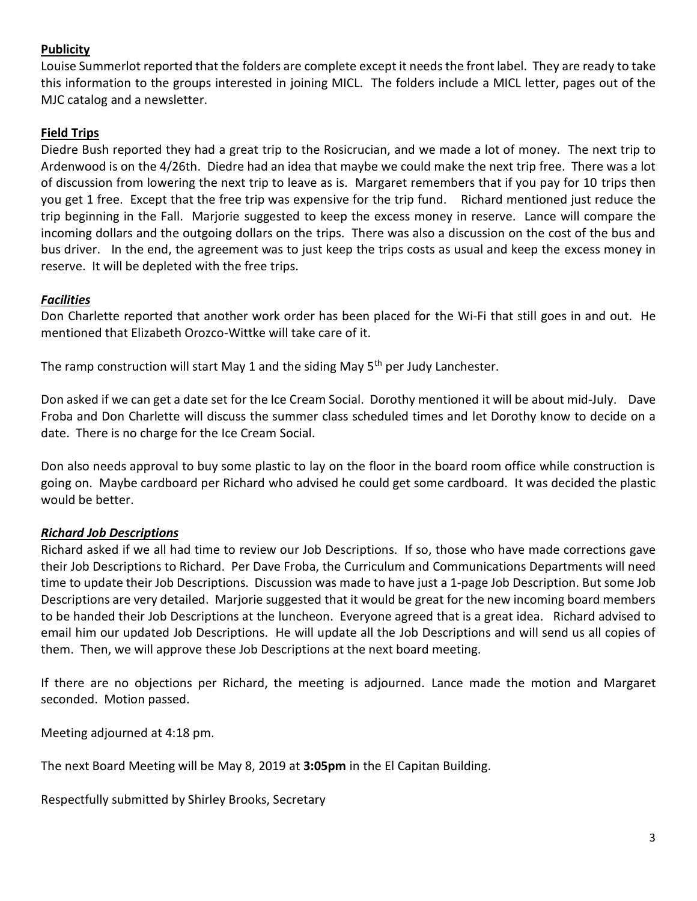**Publicity**

Louise Summerlot reported that the folders are complete except it needs the front label. They are ready to take this information to the groups interested in joining MICL. The folders include a MICL letter, pages out of the MJC catalog and a newsletter.

**Field Trips**

Diedre Bush reported they had a great trip to the Rosicrucian, and we made a lot of money. The next trip to Ardenwood is on the 4/26th. Diedre had an idea that maybe we could make the next trip free. There was a lot of discussion from lowering the next trip to leave as is. Margaret remembers that if you pay for 10 trips then you get 1 free. Except that the free trip was expensive for the trip fund. Richard mentioned just reduce the trip beginning in the Fall. Marjorie suggested to keep the excess money in reserve. Lance will compare the incoming dollars and the outgoing dollars on the trips. There was also a discussion on the cost of the bus and bus driver. In the end, the agreement was to just keep the trips costs as usual and keep the excess money in reserve. It will be depleted with the free trips.

***Facilities***

Don Charlette reported that another work order has been placed for the Wi-Fi that still goes in and out. He mentioned that Elizabeth Orozco-Wittke will take care of it.

The ramp construction will start May 1 and the siding May 5th per Judy Lanchester.

Don asked if we can get a date set for the Ice Cream Social. Dorothy mentioned it will be about mid-July. Dave Froba and Don Charlette will discuss the summer class scheduled times and let Dorothy know to decide on a date. There is no charge for the Ice Cream Social.

Don also needs approval to buy some plastic to lay on the floor in the board room office while construction is going on. Maybe cardboard per Richard who advised he could get some cardboard. It was decided the plastic would be better.

***Richard Job Descriptions***

Richard asked if we all had time to review our Job Descriptions. If so, those who have made corrections gave their Job Descriptions to Richard. Per Dave Froba, the Curriculum and Communications Departments will need time to update their Job Descriptions. Discussion was made to have just a 1-page Job Description. But some Job Descriptions are very detailed. Marjorie suggested that it would be great for the new incoming board members to be handed their Job Descriptions at the luncheon. Everyone agreed that is a great idea. Richard advised to email him our updated Job Descriptions. He will update all the Job Descriptions and will send us all copies of them. Then, we will approve these Job Descriptions at the next board meeting.

If there are no objections per Richard, the meeting is adjourned. Lance made the motion and Margaret seconded. Motion passed.

Meeting adjourned at 4:18 pm.

The next Board Meeting will be May 8, 2019 at **3:05pm** in the El Capitan Building.

Respectfully submitted by Shirley Brooks, Secretary